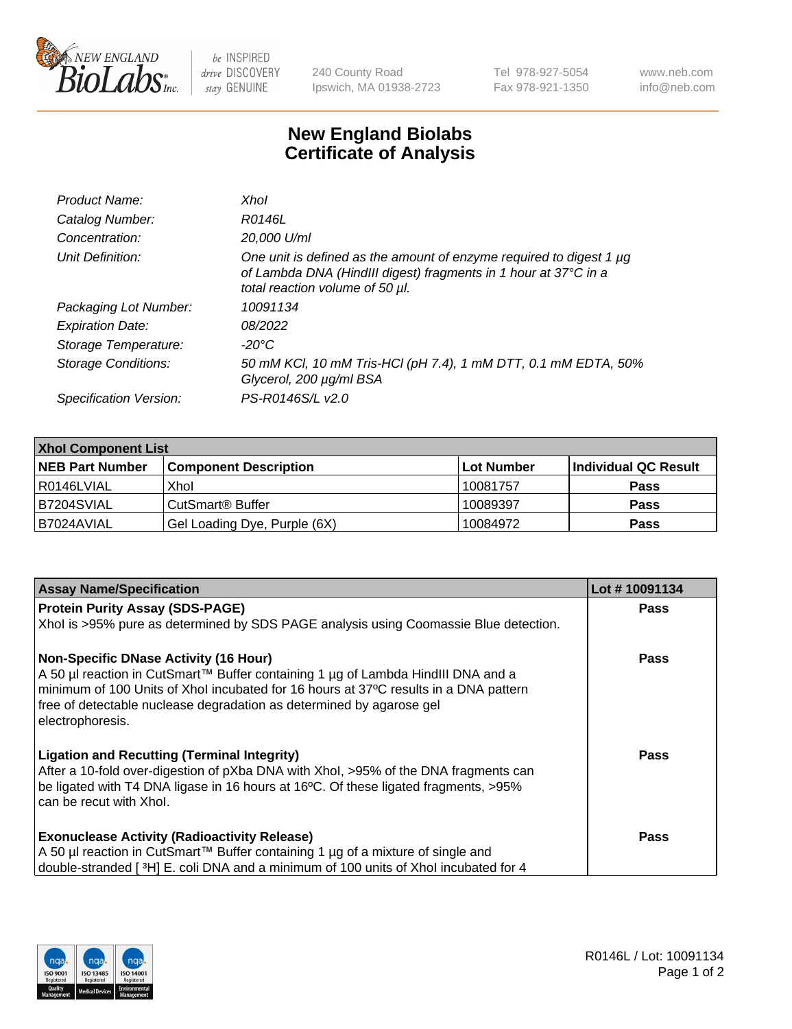New England BioLabs Inc. — be INSPIRED drive DISCOVERY stay GENUINE

240 County Road
Ipswich, MA 01938-2723

Tel 978-927-5054
Fax 978-921-1350

www.neb.com
info@neb.com

# New England Biolabs Certificate of Analysis

| | |
|---|---|
| *Product Name:* | *XhoI* |
| *Catalog Number:* | *R0146L* |
| *Concentration:* | *20,000 U/ml* |
| *Unit Definition:* | *One unit is defined as the amount of enzyme required to digest 1 µg of Lambda DNA (HindIII digest) fragments in 1 hour at 37°C in a total reaction volume of 50 µl.* |
| *Packaging Lot Number:* | *10091134* |
| *Expiration Date:* | *08/2022* |
| *Storage Temperature:* | *-20°C* |
| *Storage Conditions:* | *50 mM KCl, 10 mM Tris-HCl (pH 7.4), 1 mM DTT, 0.1 mM EDTA, 50% Glycerol, 200 µg/ml BSA* |
| *Specification Version:* | *PS-R0146S/L v2.0* |

| XhoI Component List | | | |
|---|---|---|---|
| **NEB Part Number** | **Component Description** | **Lot Number** | **Individual QC Result** |
| R0146LVIAL | XhoI | 10081757 | **Pass** |
| B7204SVIAL | CutSmart® Buffer | 10089397 | **Pass** |
| B7024AVIAL | Gel Loading Dye, Purple (6X) | 10084972 | **Pass** |

| Assay Name/Specification | Lot # 10091134 |
|---|---|
| **Protein Purity Assay (SDS-PAGE)**<br>XhoI is >95% pure as determined by SDS PAGE analysis using Coomassie Blue detection. | **Pass** |
| **Non-Specific DNase Activity (16 Hour)**<br>A 50 µl reaction in CutSmart™ Buffer containing 1 µg of Lambda HindIII DNA and a minimum of 100 Units of XhoI incubated for 16 hours at 37ºC results in a DNA pattern free of detectable nuclease degradation as determined by agarose gel electrophoresis. | **Pass** |
| **Ligation and Recutting (Terminal Integrity)**<br>After a 10-fold over-digestion of pXba DNA with XhoI, >95% of the DNA fragments can be ligated with T4 DNA ligase in 16 hours at 16ºC. Of these ligated fragments, >95% can be recut with XhoI. | **Pass** |
| **Exonuclease Activity (Radioactivity Release)**<br>A 50 µl reaction in CutSmart™ Buffer containing 1 µg of a mixture of single and double-stranded [ $^3$H] E. coli DNA and a minimum of 100 units of XhoI incubated for 4 | **Pass** |

R0146L / Lot: 10091134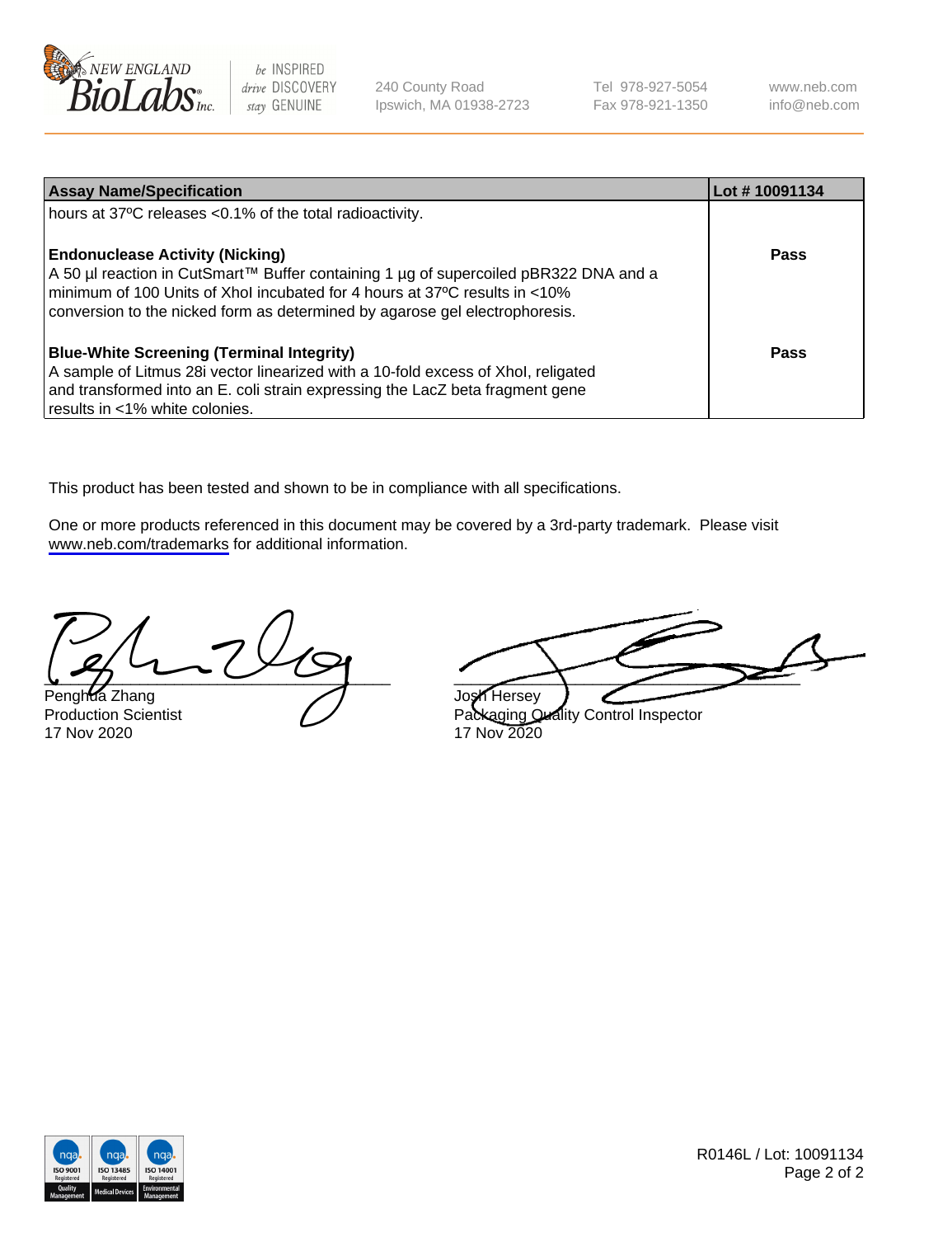| Assay Name/Specification | Lot # 10091134 |
|---|---|
| hours at 37ºC releases <0.1% of the total radioactivity. | |
| **Endonuclease Activity (Nicking)**<br>A 50 µl reaction in CutSmart™ Buffer containing 1 µg of supercoiled pBR322 DNA and a minimum of 100 Units of XhoI incubated for 4 hours at 37ºC results in <10% conversion to the nicked form as determined by agarose gel electrophoresis. | **Pass** |
| **Blue-White Screening (Terminal Integrity)**<br>A sample of Litmus 28i vector linearized with a 10-fold excess of XhoI, religated and transformed into an E. coli strain expressing the LacZ beta fragment gene results in <1% white colonies. | **Pass** |

This product has been tested and shown to be in compliance with all specifications.

One or more products referenced in this document may be covered by a 3rd-party trademark. Please visit www.neb.com/trademarks for additional information.

Penghua Zhang
Production Scientist
17 Nov 2020

Josh Hersey
Packaging Quality Control Inspector
17 Nov 2020

R0146L / Lot: 10091134